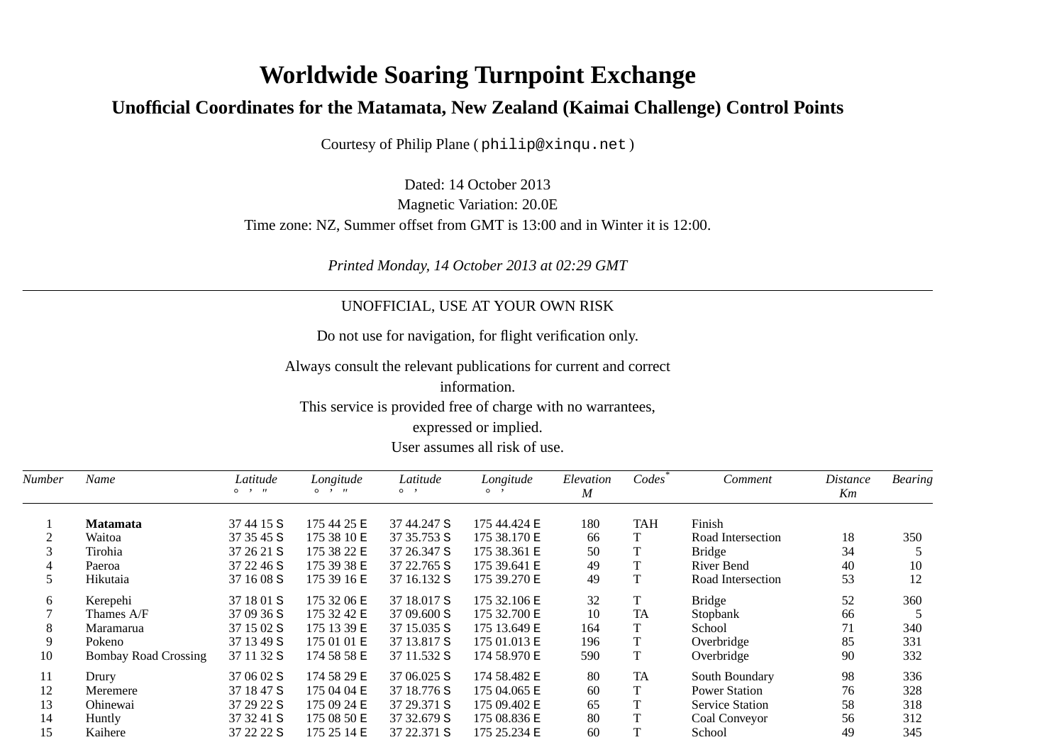# Worldwide Soaring Turnpoint Exchange

## Unofficial Coordinates for the Matamata, New Zealand (Kaimai Challenge) Control Points

Courtesy of Philip Plane ( `philip@xinqu.net` )

Dated: 14 October 2013
Magnetic Variation: 20.0E
Time zone: NZ, Summer offset from GMT is 13:00 and in Winter it is 12:00.

*Printed Monday, 14 October 2013 at 02:29 GMT*

---

UNOFFICIAL, USE AT YOUR OWN RISK

Do not use for navigation, for flight verification only.

Always consult the relevant publications for current and correct information.
This service is provided free of charge with no warrantees, expressed or implied.
User assumes all risk of use.

| *Number* | *Name* | *Latitude* ° ' " | *Longitude* ° ' " | *Latitude* ° ' | *Longitude* ° ' | *Elevation* *M* | *Codes*[*] | *Comment* | *Distance* *Km* | *Bearing* |
|---|---|---|---|---|---|---|---|---|---|---|
| 1 | **Matamata** | 37 44 15 S | 175 44 25 E | 37 44.247 S | 175 44.424 E | 180 | TAH | Finish | | |
| 2 | Waitoa | 37 35 45 S | 175 38 10 E | 37 35.753 S | 175 38.170 E | 66 | T | Road Intersection | 18 | 350 |
| 3 | Tirohia | 37 26 21 S | 175 38 22 E | 37 26.347 S | 175 38.361 E | 50 | T | Bridge | 34 | 5 |
| 4 | Paeroa | 37 22 46 S | 175 39 38 E | 37 22.765 S | 175 39.641 E | 49 | T | River Bend | 40 | 10 |
| 5 | Hikutaia | 37 16 08 S | 175 39 16 E | 37 16.132 S | 175 39.270 E | 49 | T | Road Intersection | 53 | 12 |
| 6 | Kerepehi | 37 18 01 S | 175 32 06 E | 37 18.017 S | 175 32.106 E | 32 | T | Bridge | 52 | 360 |
| 7 | Thames A/F | 37 09 36 S | 175 32 42 E | 37 09.600 S | 175 32.700 E | 10 | TA | Stopbank | 66 | 5 |
| 8 | Maramarua | 37 15 02 S | 175 13 39 E | 37 15.035 S | 175 13.649 E | 164 | T | School | 71 | 340 |
| 9 | Pokeno | 37 13 49 S | 175 01 01 E | 37 13.817 S | 175 01.013 E | 196 | T | Overbridge | 85 | 331 |
| 10 | Bombay Road Crossing | 37 11 32 S | 174 58 58 E | 37 11.532 S | 174 58.970 E | 590 | T | Overbridge | 90 | 332 |
| 11 | Drury | 37 06 02 S | 174 58 29 E | 37 06.025 S | 174 58.482 E | 80 | TA | South Boundary | 98 | 336 |
| 12 | Meremere | 37 18 47 S | 175 04 04 E | 37 18.776 S | 175 04.065 E | 60 | T | Power Station | 76 | 328 |
| 13 | Ohinewai | 37 29 22 S | 175 09 24 E | 37 29.371 S | 175 09.402 E | 65 | T | Service Station | 58 | 318 |
| 14 | Huntly | 37 32 41 S | 175 08 50 E | 37 32.679 S | 175 08.836 E | 80 | T | Coal Conveyor | 56 | 312 |
| 15 | Kaihere | 37 22 22 S | 175 25 14 E | 37 22.371 S | 175 25.234 E | 60 | T | School | 49 | 345 |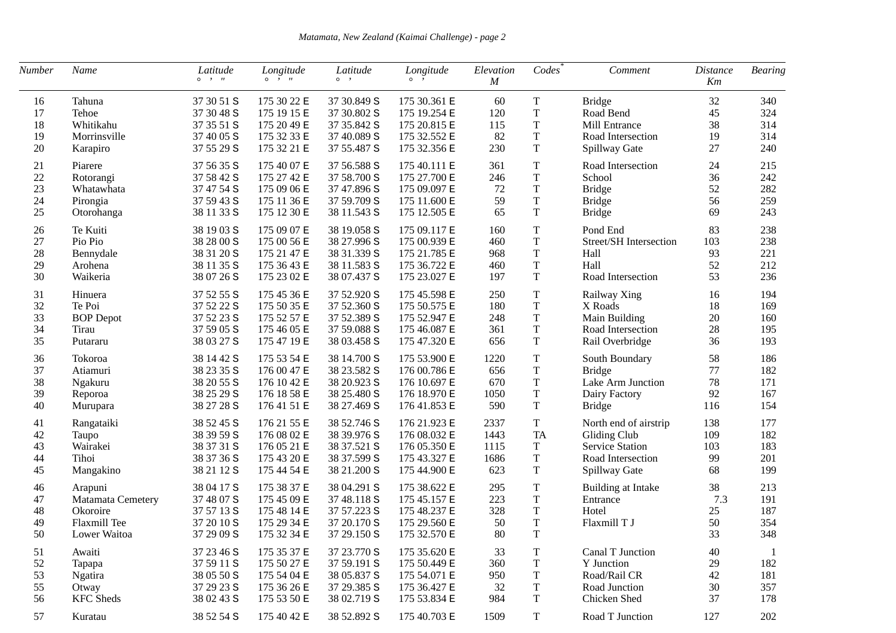| Number | Name | Latitude ° ' " | Longitude ° ' " | Latitude ° ' | Longitude ° ' | Elevation M | Codes* | Comment | Distance Km | Bearing |
|---|---|---|---|---|---|---|---|---|---|---|
| 16 | Tahuna | 37 30 51 S | 175 30 22 E | 37 30.849 S | 175 30.361 E | 60 | T | Bridge | 32 | 340 |
| 17 | Tehoe | 37 30 48 S | 175 19 15 E | 37 30.802 S | 175 19.254 E | 120 | T | Road Bend | 45 | 324 |
| 18 | Whitikahu | 37 35 51 S | 175 20 49 E | 37 35.842 S | 175 20.815 E | 115 | T | Mill Entrance | 38 | 314 |
| 19 | Morrinsville | 37 40 05 S | 175 32 33 E | 37 40.089 S | 175 32.552 E | 82 | T | Road Intersection | 19 | 314 |
| 20 | Karapiro | 37 55 29 S | 175 32 21 E | 37 55.487 S | 175 32.356 E | 230 | T | Spillway Gate | 27 | 240 |
| 21 | Piarere | 37 56 35 S | 175 40 07 E | 37 56.588 S | 175 40.111 E | 361 | T | Road Intersection | 24 | 215 |
| 22 | Rotorangi | 37 58 42 S | 175 27 42 E | 37 58.700 S | 175 27.700 E | 246 | T | School | 36 | 242 |
| 23 | Whatawhata | 37 47 54 S | 175 09 06 E | 37 47.896 S | 175 09.097 E | 72 | T | Bridge | 52 | 282 |
| 24 | Pirongia | 37 59 43 S | 175 11 36 E | 37 59.709 S | 175 11.600 E | 59 | T | Bridge | 56 | 259 |
| 25 | Otorohanga | 38 11 33 S | 175 12 30 E | 38 11.543 S | 175 12.505 E | 65 | T | Bridge | 69 | 243 |
| 26 | Te Kuiti | 38 19 03 S | 175 09 07 E | 38 19.058 S | 175 09.117 E | 160 | T | Pond End | 83 | 238 |
| 27 | Pio Pio | 38 28 00 S | 175 00 56 E | 38 27.996 S | 175 00.939 E | 460 | T | Street/SH Intersection | 103 | 238 |
| 28 | Bennydale | 38 31 20 S | 175 21 47 E | 38 31.339 S | 175 21.785 E | 968 | T | Hall | 93 | 221 |
| 29 | Arohena | 38 11 35 S | 175 36 43 E | 38 11.583 S | 175 36.722 E | 460 | T | Hall | 52 | 212 |
| 30 | Waikeria | 38 07 26 S | 175 23 02 E | 38 07.437 S | 175 23.027 E | 197 | T | Road Intersection | 53 | 236 |
| 31 | Hinuera | 37 52 55 S | 175 45 36 E | 37 52.920 S | 175 45.598 E | 250 | T | Railway Xing | 16 | 194 |
| 32 | Te Poi | 37 52 22 S | 175 50 35 E | 37 52.360 S | 175 50.575 E | 180 | T | X Roads | 18 | 169 |
| 33 | BOP Depot | 37 52 23 S | 175 52 57 E | 37 52.389 S | 175 52.947 E | 248 | T | Main Building | 20 | 160 |
| 34 | Tirau | 37 59 05 S | 175 46 05 E | 37 59.088 S | 175 46.087 E | 361 | T | Road Intersection | 28 | 195 |
| 35 | Putararu | 38 03 27 S | 175 47 19 E | 38 03.458 S | 175 47.320 E | 656 | T | Rail Overbridge | 36 | 193 |
| 36 | Tokoroa | 38 14 42 S | 175 53 54 E | 38 14.700 S | 175 53.900 E | 1220 | T | South Boundary | 58 | 186 |
| 37 | Atiamuri | 38 23 35 S | 176 00 47 E | 38 23.582 S | 176 00.786 E | 656 | T | Bridge | 77 | 182 |
| 38 | Ngakuru | 38 20 55 S | 176 10 42 E | 38 20.923 S | 176 10.697 E | 670 | T | Lake Arm Junction | 78 | 171 |
| 39 | Reporoa | 38 25 29 S | 176 18 58 E | 38 25.480 S | 176 18.970 E | 1050 | T | Dairy Factory | 92 | 167 |
| 40 | Murupara | 38 27 28 S | 176 41 51 E | 38 27.469 S | 176 41.853 E | 590 | T | Bridge | 116 | 154 |
| 41 | Rangataiki | 38 52 45 S | 176 21 55 E | 38 52.746 S | 176 21.923 E | 2337 | T | North end of airstrip | 138 | 177 |
| 42 | Taupo | 38 39 59 S | 176 08 02 E | 38 39.976 S | 176 08.032 E | 1443 | TA | Gliding Club | 109 | 182 |
| 43 | Wairakei | 38 37 31 S | 176 05 21 E | 38 37.521 S | 176 05.350 E | 1115 | T | Service Station | 103 | 183 |
| 44 | Tihoi | 38 37 36 S | 175 43 20 E | 38 37.599 S | 175 43.327 E | 1686 | T | Road Intersection | 99 | 201 |
| 45 | Mangakino | 38 21 12 S | 175 44 54 E | 38 21.200 S | 175 44.900 E | 623 | T | Spillway Gate | 68 | 199 |
| 46 | Arapuni | 38 04 17 S | 175 38 37 E | 38 04.291 S | 175 38.622 E | 295 | T | Building at Intake | 38 | 213 |
| 47 | Matamata Cemetery | 37 48 07 S | 175 45 09 E | 37 48.118 S | 175 45.157 E | 223 | T | Entrance | 7.3 | 191 |
| 48 | Okoroire | 37 57 13 S | 175 48 14 E | 37 57.223 S | 175 48.237 E | 328 | T | Hotel | 25 | 187 |
| 49 | Flaxmill Tee | 37 20 10 S | 175 29 34 E | 37 20.170 S | 175 29.560 E | 50 | T | Flaxmill T J | 50 | 354 |
| 50 | Lower Waitoa | 37 29 09 S | 175 32 34 E | 37 29.150 S | 175 32.570 E | 80 | T | | 33 | 348 |
| 51 | Awaiti | 37 23 46 S | 175 35 37 E | 37 23.770 S | 175 35.620 E | 33 | T | Canal T Junction | 40 | 1 |
| 52 | Tapapa | 37 59 11 S | 175 50 27 E | 37 59.191 S | 175 50.449 E | 360 | T | Y Junction | 29 | 182 |
| 53 | Ngatira | 38 05 50 S | 175 54 04 E | 38 05.837 S | 175 54.071 E | 950 | T | Road/Rail CR | 42 | 181 |
| 55 | Otway | 37 29 23 S | 175 36 26 E | 37 29.385 S | 175 36.427 E | 32 | T | Road Junction | 30 | 357 |
| 56 | KFC Sheds | 38 02 43 S | 175 53 50 E | 38 02.719 S | 175 53.834 E | 984 | T | Chicken Shed | 37 | 178 |
| 57 | Kuratau | 38 52 54 S | 175 40 42 E | 38 52.892 S | 175 40.703 E | 1509 | T | Road T Junction | 127 | 202 |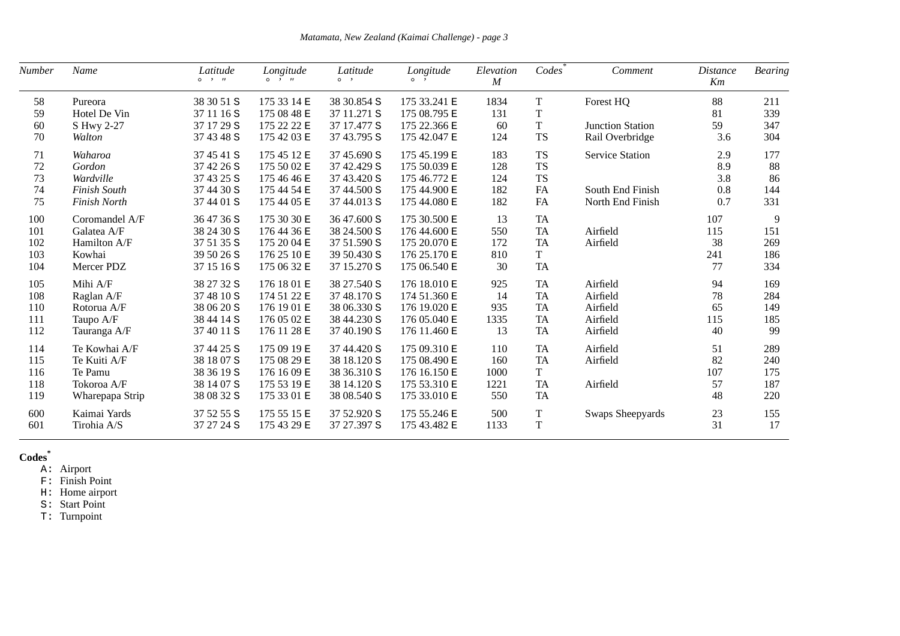| *Number* | *Name* | *Latitude* ° ′ ″ | *Longitude* ° ′ ″ | *Latitude* ° ′ | *Longitude* ° ′ | *Elevation M* | *Codes*[*] | *Comment* | *Distance Km* | *Bearing* |
|---|---|---|---|---|---|---|---|---|---|---|
| 58 | Pureora | 38 30 51 S | 175 33 14 E | 38 30.854 S | 175 33.241 E | 1834 | T | Forest HQ | 88 | 211 |
| 59 | Hotel De Vin | 37 11 16 S | 175 08 48 E | 37 11.271 S | 175 08.795 E | 131 | T | | 81 | 339 |
| 60 | S Hwy 2-27 | 37 17 29 S | 175 22 22 E | 37 17.477 S | 175 22.366 E | 60 | T | Junction Station | 59 | 347 |
| 70 | *Walton* | 37 43 48 S | 175 42 03 E | 37 43.795 S | 175 42.047 E | 124 | TS | Rail Overbridge | 3.6 | 304 |
| 71 | *Waharoa* | 37 45 41 S | 175 45 12 E | 37 45.690 S | 175 45.199 E | 183 | TS | Service Station | 2.9 | 177 |
| 72 | *Gordon* | 37 42 26 S | 175 50 02 E | 37 42.429 S | 175 50.039 E | 128 | TS | | 8.9 | 88 |
| 73 | *Wardville* | 37 43 25 S | 175 46 46 E | 37 43.420 S | 175 46.772 E | 124 | TS | | 3.8 | 86 |
| 74 | *Finish South* | 37 44 30 S | 175 44 54 E | 37 44.500 S | 175 44.900 E | 182 | FA | South End Finish | 0.8 | 144 |
| 75 | *Finish North* | 37 44 01 S | 175 44 05 E | 37 44.013 S | 175 44.080 E | 182 | FA | North End Finish | 0.7 | 331 |
| 100 | Coromandel A/F | 36 47 36 S | 175 30 30 E | 36 47.600 S | 175 30.500 E | 13 | TA | | 107 | 9 |
| 101 | Galatea A/F | 38 24 30 S | 176 44 36 E | 38 24.500 S | 176 44.600 E | 550 | TA | Airfield | 115 | 151 |
| 102 | Hamilton A/F | 37 51 35 S | 175 20 04 E | 37 51.590 S | 175 20.070 E | 172 | TA | Airfield | 38 | 269 |
| 103 | Kowhai | 39 50 26 S | 176 25 10 E | 39 50.430 S | 176 25.170 E | 810 | T | | 241 | 186 |
| 104 | Mercer PDZ | 37 15 16 S | 175 06 32 E | 37 15.270 S | 175 06.540 E | 30 | TA | | 77 | 334 |
| 105 | Mihi A/F | 38 27 32 S | 176 18 01 E | 38 27.540 S | 176 18.010 E | 925 | TA | Airfield | 94 | 169 |
| 108 | Raglan A/F | 37 48 10 S | 174 51 22 E | 37 48.170 S | 174 51.360 E | 14 | TA | Airfield | 78 | 284 |
| 110 | Rotorua A/F | 38 06 20 S | 176 19 01 E | 38 06.330 S | 176 19.020 E | 935 | TA | Airfield | 65 | 149 |
| 111 | Taupo A/F | 38 44 14 S | 176 05 02 E | 38 44.230 S | 176 05.040 E | 1335 | TA | Airfield | 115 | 185 |
| 112 | Tauranga A/F | 37 40 11 S | 176 11 28 E | 37 40.190 S | 176 11.460 E | 13 | TA | Airfield | 40 | 99 |
| 114 | Te Kowhai A/F | 37 44 25 S | 175 09 19 E | 37 44.420 S | 175 09.310 E | 110 | TA | Airfield | 51 | 289 |
| 115 | Te Kuiti A/F | 38 18 07 S | 175 08 29 E | 38 18.120 S | 175 08.490 E | 160 | TA | Airfield | 82 | 240 |
| 116 | Te Pamu | 38 36 19 S | 176 16 09 E | 38 36.310 S | 176 16.150 E | 1000 | T | | 107 | 175 |
| 118 | Tokoroa A/F | 38 14 07 S | 175 53 19 E | 38 14.120 S | 175 53.310 E | 1221 | TA | Airfield | 57 | 187 |
| 119 | Wharepapa Strip | 38 08 32 S | 175 33 01 E | 38 08.540 S | 175 33.010 E | 550 | TA | | 48 | 220 |
| 600 | Kaimai Yards | 37 52 55 S | 175 55 15 E | 37 52.920 S | 175 55.246 E | 500 | T | Swaps Sheepyards | 23 | 155 |
| 601 | Tirohia A/S | 37 27 24 S | 175 43 29 E | 37 27.397 S | 175 43.482 E | 1133 | T | | 31 | 17 |

**Codes**[*]

- A: Airport
- F: Finish Point
- H: Home airport
- S: Start Point
- T: Turnpoint